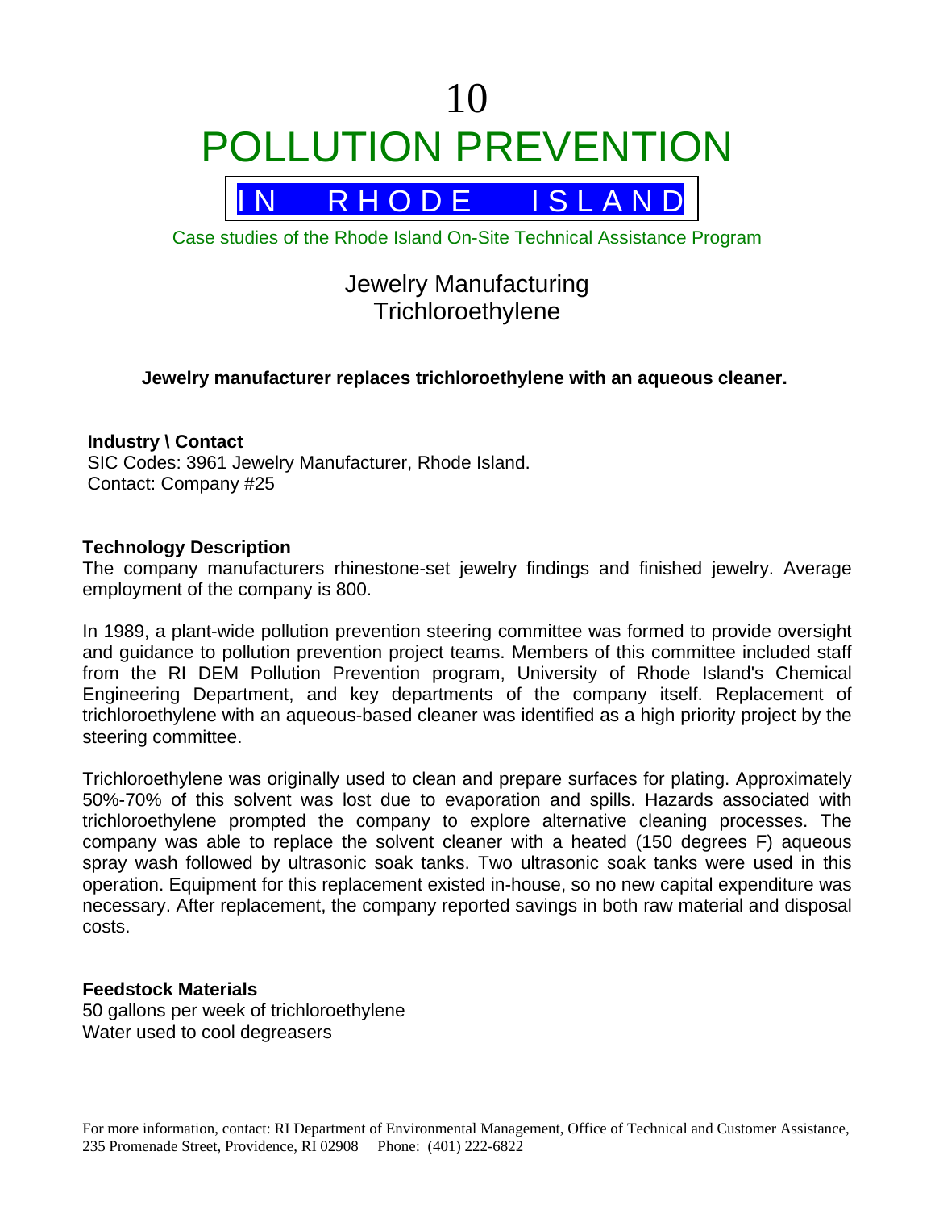# 10 POLLUTION PREVENTION

## IN RHODE ISLAND

Case studies of the Rhode Island On-Site Technical Assistance Program

## Jewelry Manufacturing
## Trichloroethylene

**Jewelry manufacturer replaces trichloroethylene with an aqueous cleaner.**

**Industry \ Contact**
SIC Codes: 3961 Jewelry Manufacturer, Rhode Island.
Contact: Company #25

### Technology Description

The company manufacturers rhinestone-set jewelry findings and finished jewelry. Average employment of the company is 800.

In 1989, a plant-wide pollution prevention steering committee was formed to provide oversight and guidance to pollution prevention project teams. Members of this committee included staff from the RI DEM Pollution Prevention program, University of Rhode Island's Chemical Engineering Department, and key departments of the company itself. Replacement of trichloroethylene with an aqueous-based cleaner was identified as a high priority project by the steering committee.

Trichloroethylene was originally used to clean and prepare surfaces for plating. Approximately 50%-70% of this solvent was lost due to evaporation and spills. Hazards associated with trichloroethylene prompted the company to explore alternative cleaning processes. The company was able to replace the solvent cleaner with a heated (150 degrees F) aqueous spray wash followed by ultrasonic soak tanks. Two ultrasonic soak tanks were used in this operation. Equipment for this replacement existed in-house, so no new capital expenditure was necessary. After replacement, the company reported savings in both raw material and disposal costs.

### Feedstock Materials

50 gallons per week of trichloroethylene
Water used to cool degreasers

For more information, contact: RI Department of Environmental Management, Office of Technical and Customer Assistance, 235 Promenade Street, Providence, RI 02908 Phone: (401) 222-6822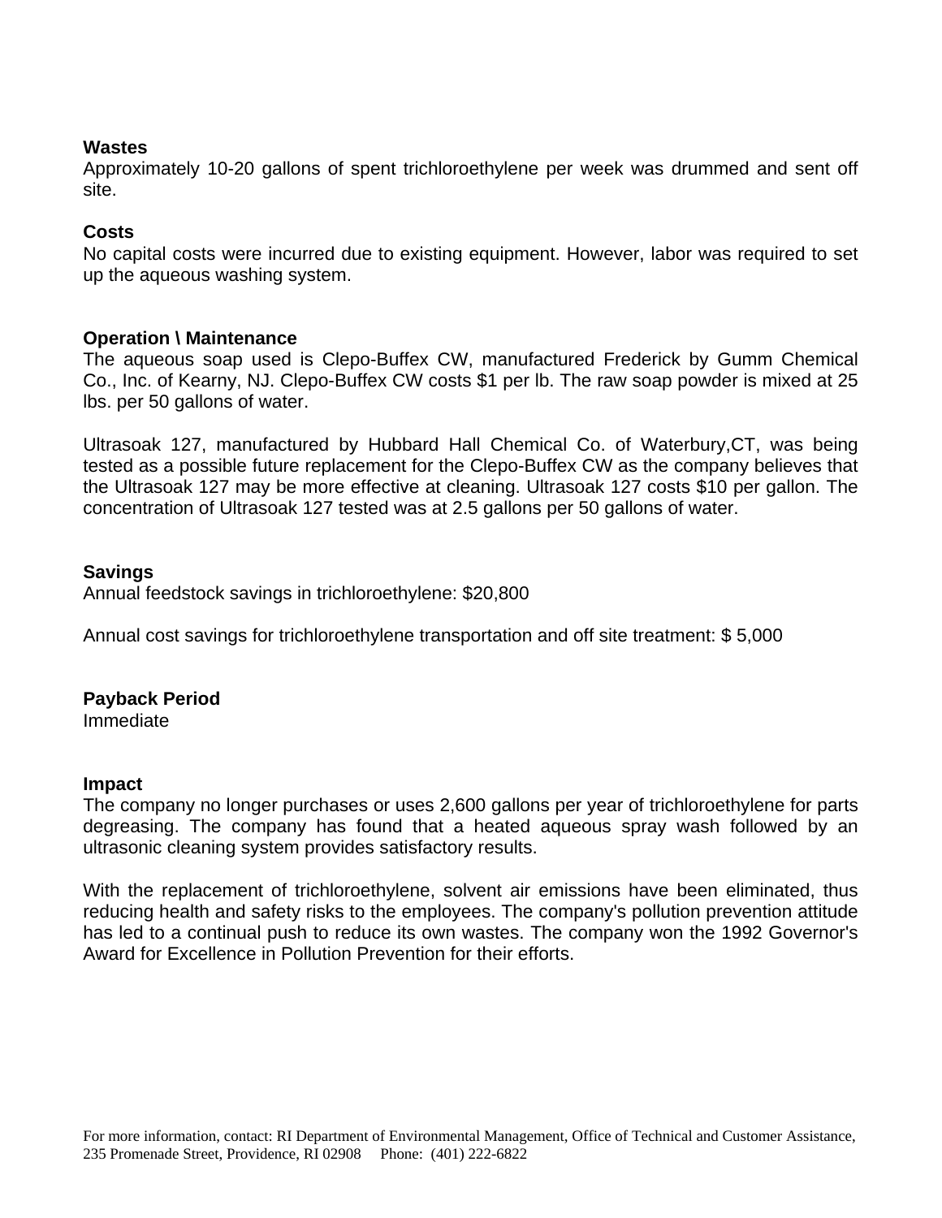**Wastes**
Approximately 10-20 gallons of spent trichloroethylene per week was drummed and sent off site.

**Costs**
No capital costs were incurred due to existing equipment. However, labor was required to set up the aqueous washing system.

**Operation \ Maintenance**
The aqueous soap used is Clepo-Buffex CW, manufactured Frederick by Gumm Chemical Co., Inc. of Kearny, NJ. Clepo-Buffex CW costs $1 per lb. The raw soap powder is mixed at 25 lbs. per 50 gallons of water.

Ultrasoak 127, manufactured by Hubbard Hall Chemical Co. of Waterbury,CT, was being tested as a possible future replacement for the Clepo-Buffex CW as the company believes that the Ultrasoak 127 may be more effective at cleaning. Ultrasoak 127 costs $10 per gallon. The concentration of Ultrasoak 127 tested was at 2.5 gallons per 50 gallons of water.

**Savings**
Annual feedstock savings in trichloroethylene: $20,800

Annual cost savings for trichloroethylene transportation and off site treatment: $ 5,000

**Payback Period**
Immediate

**Impact**
The company no longer purchases or uses 2,600 gallons per year of trichloroethylene for parts degreasing. The company has found that a heated aqueous spray wash followed by an ultrasonic cleaning system provides satisfactory results.

With the replacement of trichloroethylene, solvent air emissions have been eliminated, thus reducing health and safety risks to the employees. The company's pollution prevention attitude has led to a continual push to reduce its own wastes. The company won the 1992 Governor's Award for Excellence in Pollution Prevention for their efforts.

For more information, contact: RI Department of Environmental Management, Office of Technical and Customer Assistance, 235 Promenade Street, Providence, RI 02908 Phone: (401) 222-6822